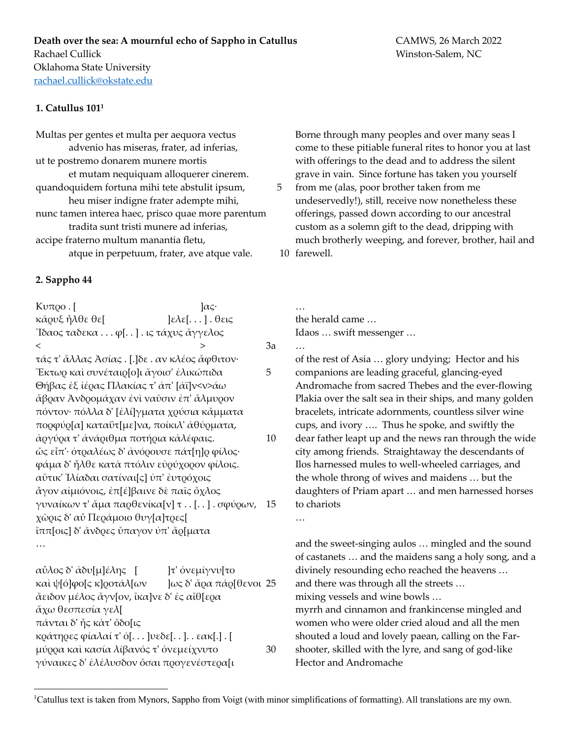**Death over the sea: A mournful echo of Sappho in Catullus**
Rachael Cullick
Oklahoma State University
rachael.cullick@okstate.edu

CAMWS, 26 March 2022
Winston-Salem, NC

### 1. Catullus 101[1]

Multas per gentes et multa per aequora vectus
    advenio has miseras, frater, ad inferias,
ut te postremo donarem munere mortis
    et mutam nequiquam alloquerer cinerem.
quandoquidem fortuna mihi tete abstulit ipsum, 5
    heu miser indigne frater adempte mihi,
nunc tamen interea haec, prisco quae more parentum
    tradita sunt tristi munere ad inferias,
accipe fraterno multum manantia fletu,
    atque in perpetuum, frater, ave atque vale. 10

Borne through many peoples and over many seas I come to these pitiable funeral rites to honor you at last with offerings to the dead and to address the silent grave in vain. Since fortune has taken you yourself from me (alas, poor brother taken from me undeservedly!), still, receive now nonetheless these offerings, passed down according to our ancestral custom as a solemn gift to the dead, dripping with much brotherly weeping, and forever, brother, hail and farewell.

### 2. Sappho 44

Κυπρο . [ ]ας·
κᾶρυξ ἦλθε θε[ ]ελε[. . . ] . θεις
Ἴδαος ταδεκα . . . φ[. . ] . ις τάχυς ἄγγελος
< > 3a
τάς τ' ἄλλας Ἀσίας . [.]δε . αν κλέος ἄφθιτον·
Ἔκτωρ καὶ συνέταιρ[ο]ι ἄγοισ' ἐλικώπιδα 5
Θήβας ἐξ ἰέρας Πλακίας τ' ἀπ' [ἀϊ]ν<ν>άω
ἄβραν Ἀνδρομάχαν ἐνὶ ναῦσιν ἐπ' ἄλμυρον
πόντον· πόλλα δ' [ἐλί]γματα χρύσια κἄμματα
πορφύρ[α] καταΰτ[με]να, ποίκιλ' ἀθύρματα,
ἀργύρα τ' ἀνάριθμα ποτήρια κἀλέφαις. 10
ὣς εἶπ'· ὀτραλέως δ' ἀνόρουσε πάτ[η]ρ φίλος·
φάμα δ' ἦλθε κατὰ πτόλιν εὐρύχορον φίλοις.
αὔτικ' Ἰλίαδαι σατίναι[ς] ὐπ' ἐυτρόχοις
ἆγον αἰμιόνοις, ἐπ[έ]βαινε δὲ παῖς ὄχλος
γυναίκων τ' ἄμα παρθενίκα[ν] τ . . [. . ] . σφύρων, 15
χῶρις δ' αὖ Περάμοιο θυγ[α]τρες[
ἴππ[οις] δ' ἄνδρες ὔπαγον ὐπ' ἀρ[ματα
…

αὖλος δ' ἀδυ[μ]έλης [ ]τ' ὀνεμίγνυ[το
καὶ ψ[ό]φο[ς κ]ροτάλ[ων ]ως δ' ἄρα πάρ[θενοι 25
ἄειδον μέλος ἄγν[ον, ἴκα]νε δ' ἐς αἴθ[ερα
ἄχω θεσπεσία γελ[
πάνται δ' ἦς κὰτ' ὄδο[ις
κράτηρες φίαλαί τ' ὀ[. . . ]υεδε[. . ]. . εακ[.] . [
μύρρα καὶ κασία λίβανός τ' ὀνεμείχνυτο 30
γύναικες δ' ἐλέλυσδον ὄσαι προγενέστερα[ι

…
the herald came …
Idaos … swift messenger …
…
of the rest of Asia … glory undying; Hector and his companions are leading graceful, glancing-eyed Andromache from sacred Thebes and the ever-flowing Plakia over the salt sea in their ships, and many golden bracelets, intricate adornments, countless silver wine cups, and ivory …. Thus he spoke, and swiftly the dear father leapt up and the news ran through the wide city among friends. Straightaway the descendants of Ilos harnessed mules to well-wheeled carriages, and the whole throng of wives and maidens … but the daughters of Priam apart … and men harnessed horses to chariots
…

and the sweet-singing aulos … mingled and the sound of castanets … and the maidens sang a holy song, and a divinely resounding echo reached the heavens …
and there was through all the streets …
mixing vessels and wine bowls …
myrrh and cinnamon and frankincense mingled and women who were older cried aloud and all the men shouted a loud and lovely paean, calling on the Far-shooter, skilled with the lyre, and sang of god-like Hector and Andromache

---

[1] Catullus text is taken from Mynors, Sappho from Voigt (with minor simplifications of formatting). All translations are my own.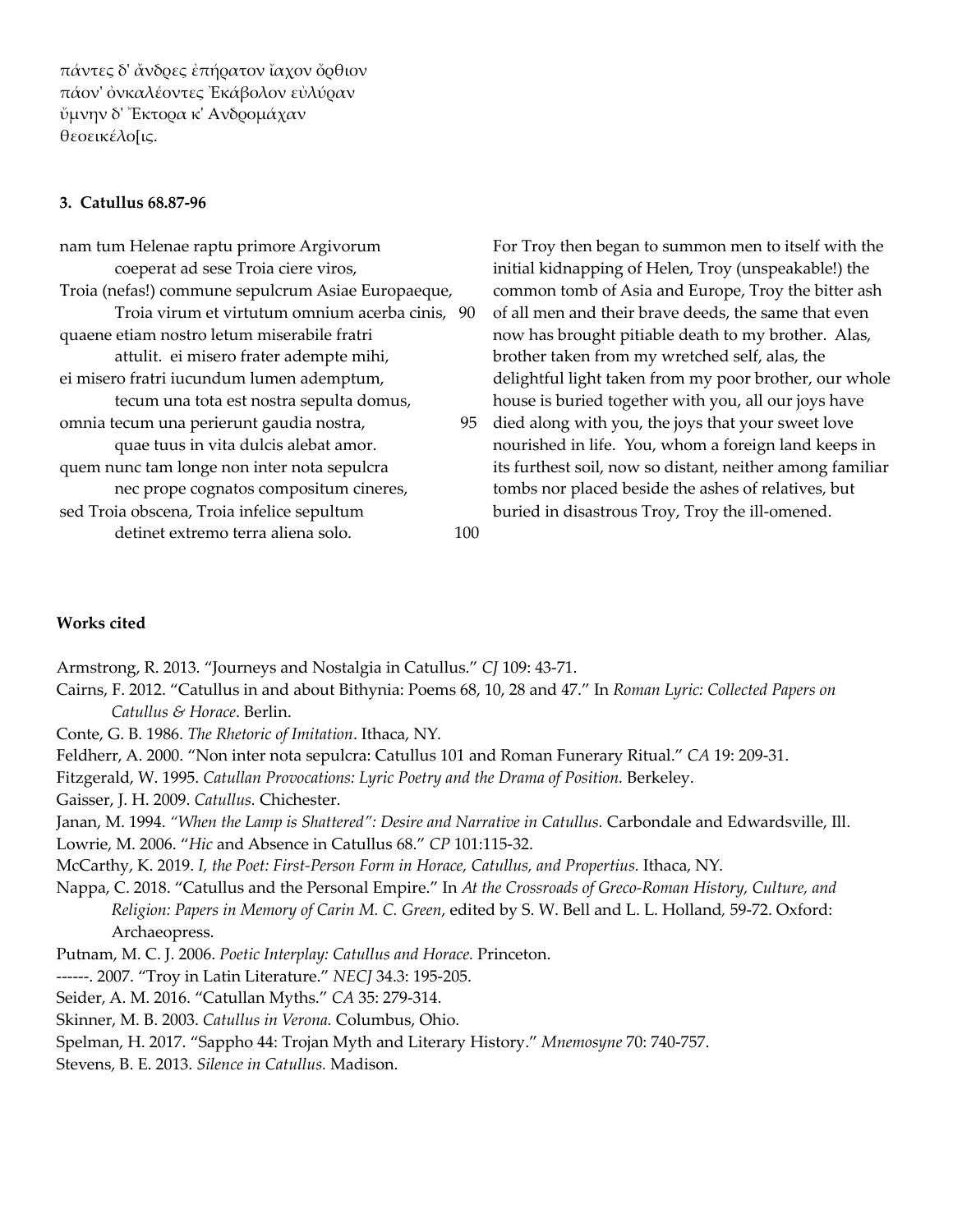πάντες δ' ἄνδρες ἐπήρατον ἴαχον ὄρθιον
πάον' ὀνκαλέοντες Ἐκάβολον εὐλύραν
ὔμνην δ' Ἔκτορα κ' Ανδρομάχαν
θεοεικέλο[ις.

### 3. Catullus 68.87-96

nam tum Helenae raptu primore Argivorum
coeperat ad sese Troia ciere viros,
Troia (nefas!) commune sepulcrum Asiae Europaeque,
Troia virum et virtutum omnium acerba cinis, 90
quaene etiam nostro letum miserabile fratri
attulit. ei misero frater adempte mihi,
ei misero fratri iucundum lumen ademptum,
tecum una tota est nostra sepulta domus,
omnia tecum una perierunt gaudia nostra, 95
quae tuus in vita dulcis alebat amor.
quem nunc tam longe non inter nota sepulcra
nec prope cognatos compositum cineres,
sed Troia obscena, Troia infelice sepultum
detinet extremo terra aliena solo. 100

For Troy then began to summon men to itself with the initial kidnapping of Helen, Troy (unspeakable!) the common tomb of Asia and Europe, Troy the bitter ash of all men and their brave deeds, the same that even now has brought pitiable death to my brother. Alas, brother taken from my wretched self, alas, the delightful light taken from my poor brother, our whole house is buried together with you, all our joys have died along with you, the joys that your sweet love nourished in life. You, whom a foreign land keeps in its furthest soil, now so distant, neither among familiar tombs nor placed beside the ashes of relatives, but buried in disastrous Troy, Troy the ill-omened.

## Works cited

Armstrong, R. 2013. "Journeys and Nostalgia in Catullus." *CJ* 109: 43-71.

Cairns, F. 2012. "Catullus in and about Bithynia: Poems 68, 10, 28 and 47." In *Roman Lyric: Collected Papers on Catullus & Horace*. Berlin.

Conte, G. B. 1986. *The Rhetoric of Imitation*. Ithaca, NY.

Feldherr, A. 2000. "Non inter nota sepulcra: Catullus 101 and Roman Funerary Ritual." *CA* 19: 209-31.

Fitzgerald, W. 1995. *Catullan Provocations: Lyric Poetry and the Drama of Position.* Berkeley.

Gaisser, J. H. 2009. *Catullus.* Chichester.

Janan, M. 1994. *"When the Lamp is Shattered": Desire and Narrative in Catullus.* Carbondale and Edwardsville, Ill.

Lowrie, M. 2006. "*Hic* and Absence in Catullus 68." *CP* 101:115-32.

McCarthy, K. 2019. *I, the Poet: First-Person Form in Horace, Catullus, and Propertius.* Ithaca, NY.

Nappa, C. 2018. "Catullus and the Personal Empire." In *At the Crossroads of Greco-Roman History, Culture, and Religion: Papers in Memory of Carin M. C. Green*, edited by S. W. Bell and L. L. Holland, 59-72. Oxford: Archaeopress.

Putnam, M. C. J. 2006. *Poetic Interplay: Catullus and Horace.* Princeton.

------. 2007. "Troy in Latin Literature." *NECJ* 34.3: 195-205.

Seider, A. M. 2016. "Catullan Myths." *CA* 35: 279-314.

Skinner, M. B. 2003. *Catullus in Verona.* Columbus, Ohio.

Spelman, H. 2017. "Sappho 44: Trojan Myth and Literary History." *Mnemosyne* 70: 740-757.

Stevens, B. E. 2013. *Silence in Catullus.* Madison.